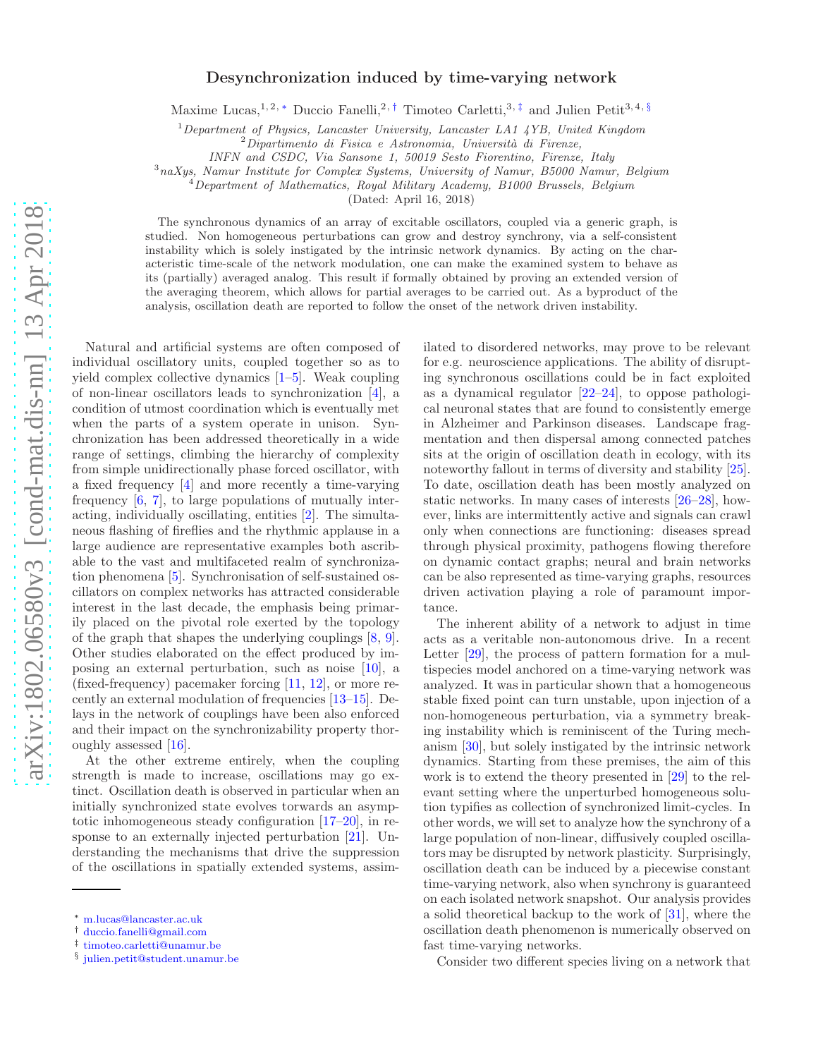# Desynchronization induced by time-varying network

Maxime Lucas,[1,2,*] Duccio Fanelli,[2,†] Timoteo Carletti,[3,‡] and Julien Petit[3,4,§]

[1] *Department of Physics, Lancaster University, Lancaster LA1 4YB, United Kingdom*
[2] *Dipartimento di Fisica e Astronomia, Università di Firenze, INFN and CSDC, Via Sansone 1, 50019 Sesto Fiorentino, Firenze, Italy*
[3] *naXys, Namur Institute for Complex Systems, University of Namur, B5000 Namur, Belgium*
[4] *Department of Mathematics, Royal Military Academy, B1000 Brussels, Belgium*

(Dated: April 16, 2018)

The synchronous dynamics of an array of excitable oscillators, coupled via a generic graph, is studied. Non homogeneous perturbations can grow and destroy synchrony, via a self-consistent instability which is solely instigated by the intrinsic network dynamics. By acting on the characteristic time-scale of the network modulation, one can make the examined system to behave as its (partially) averaged analog. This result if formally obtained by proving an extended version of the averaging theorem, which allows for partial averages to be carried out. As a byproduct of the analysis, oscillation death are reported to follow the onset of the network driven instability.

Natural and artificial systems are often composed of individual oscillatory units, coupled together so as to yield complex collective dynamics [1–5]. Weak coupling of non-linear oscillators leads to synchronization [4], a condition of utmost coordination which is eventually met when the parts of a system operate in unison. Synchronization has been addressed theoretically in a wide range of settings, climbing the hierarchy of complexity from simple unidirectionally phase forced oscillator, with a fixed frequency [4] and more recently a time-varying frequency [6, 7], to large populations of mutually interacting, individually oscillating, entities [2]. The simultaneous flashing of fireflies and the rhythmic applause in a large audience are representative examples both ascribable to the vast and multifaceted realm of synchronization phenomena [5]. Synchronisation of self-sustained oscillators on complex networks has attracted considerable interest in the last decade, the emphasis being primarily placed on the pivotal role exerted by the topology of the graph that shapes the underlying couplings [8, 9]. Other studies elaborated on the effect produced by imposing an external perturbation, such as noise [10], a (fixed-frequency) pacemaker forcing [11, 12], or more recently an external modulation of frequencies [13–15]. Delays in the network of couplings have been also enforced and their impact on the synchronizability property thoroughly assessed [16].

At the other extreme entirely, when the coupling strength is made to increase, oscillations may go extinct. Oscillation death is observed in particular when an initially synchronized state evolves towards an asymptotic inhomogeneous steady configuration [17–20], in response to an externally injected perturbation [21]. Understanding the mechanisms that drive the suppression of the oscillations in spatially extended systems, assimilated to disordered networks, may prove to be relevant for e.g. neuroscience applications. The ability of disrupting synchronous oscillations could be in fact exploited as a dynamical regulator [22–24], to oppose pathological neuronal states that are found to consistently emerge in Alzheimer and Parkinson diseases. Landscape fragmentation and then dispersal among connected patches sits at the origin of oscillation death in ecology, with its noteworthy fallout in terms of diversity and stability [25]. To date, oscillation death has been mostly analyzed on static networks. In many cases of interests [26–28], however, links are intermittently active and signals can crawl only when connections are functioning: diseases spread through physical proximity, pathogens flowing therefore on dynamic contact graphs; neural and brain networks can be also represented as time-varying graphs, resources driven activation playing a role of paramount importance.

The inherent ability of a network to adjust in time acts as a veritable non-autonomous drive. In a recent Letter [29], the process of pattern formation for a multispecies model anchored on a time-varying network was analyzed. It was in particular shown that a homogeneous stable fixed point can turn unstable, upon injection of a non-homogeneous perturbation, via a symmetry breaking instability which is reminiscent of the Turing mechanism [30], but solely instigated by the intrinsic network dynamics. Starting from these premises, the aim of this work is to extend the theory presented in [29] to the relevant setting where the unperturbed homogeneous solution typifies as collection of synchronized limit-cycles. In other words, we will set to analyze how the synchrony of a large population of non-linear, diffusively coupled oscillators may be disrupted by network plasticity. Surprisingly, oscillation death can be induced by a piecewise constant time-varying network, also when synchrony is guaranteed on each isolated network snapshot. Our analysis provides a solid theoretical backup to the work of [31], where the oscillation death phenomenon is numerically observed on fast time-varying networks.

Consider two different species living on a network that

---

* m.lucas@lancaster.ac.uk
† duccio.fanelli@gmail.com
‡ timoteo.carletti@unamur.be
§ julien.petit@student.unamur.be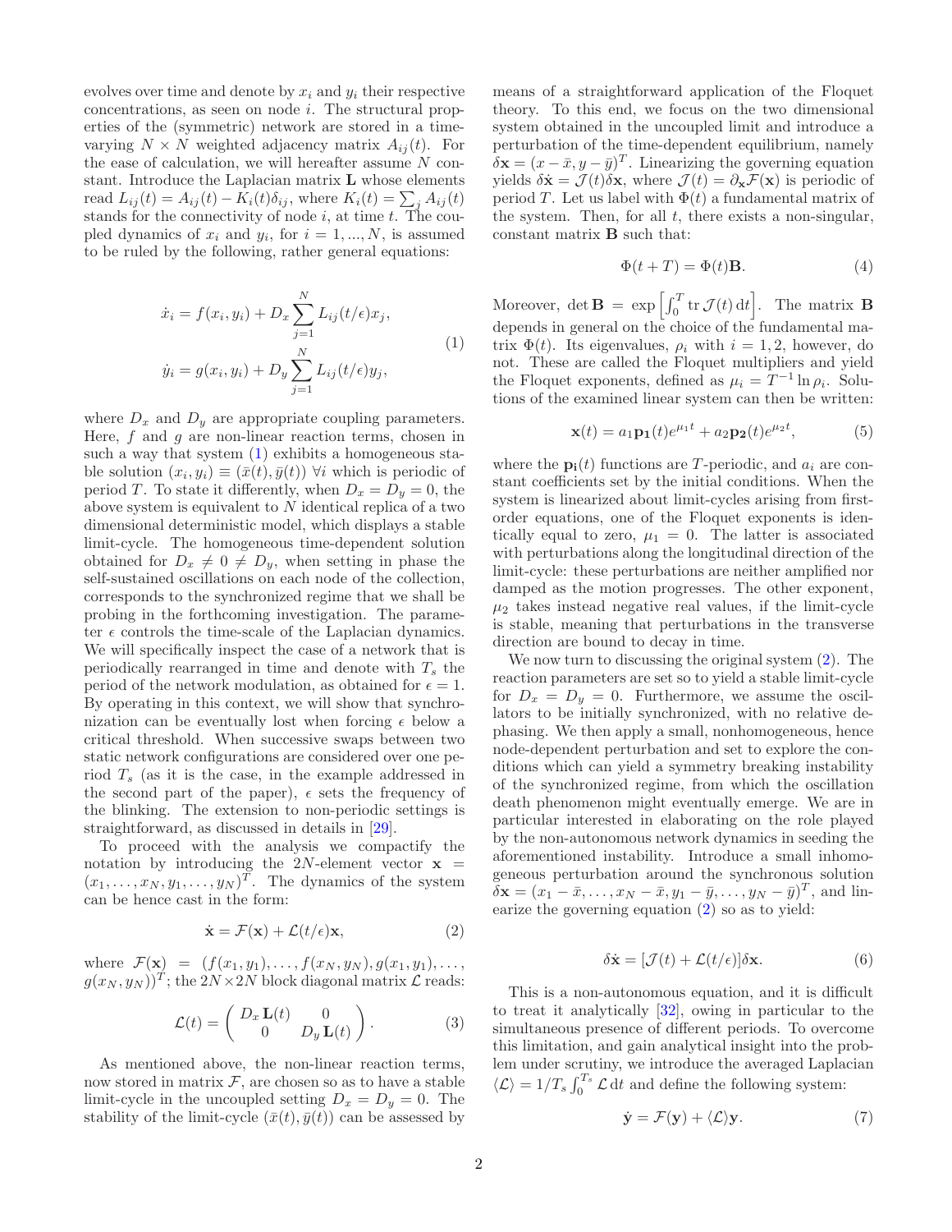evolves over time and denote by $x_i$ and $y_i$ their respective concentrations, as seen on node $i$. The structural properties of the (symmetric) network are stored in a time-varying $N \times N$ weighted adjacency matrix $A_{ij}(t)$. For the ease of calculation, we will hereafter assume $N$ constant. Introduce the Laplacian matrix $\mathbf{L}$ whose elements read $L_{ij}(t) = A_{ij}(t) - K_i(t)\delta_{ij}$, where $K_i(t) = \sum_j A_{ij}(t)$ stands for the connectivity of node $i$, at time $t$. The coupled dynamics of $x_i$ and $y_i$, for $i = 1, ..., N$, is assumed to be ruled by the following, rather general equations:

$$
\begin{aligned}
\dot{x}_i &= f(x_i, y_i) + D_x \sum_{j=1}^{N} L_{ij}(t/\epsilon) x_j, \\
\dot{y}_i &= g(x_i, y_i) + D_y \sum_{j=1}^{N} L_{ij}(t/\epsilon) y_j,
\end{aligned}
\tag{1}
$$

where $D_x$ and $D_y$ are appropriate coupling parameters. Here, $f$ and $g$ are non-linear reaction terms, chosen in such a way that system (1) exhibits a homogeneous stable solution $(x_i, y_i) \equiv (\bar{x}(t), \bar{y}(t))$ $\forall i$ which is periodic of period $T$. To state it differently, when $D_x = D_y = 0$, the above system is equivalent to $N$ identical replica of a two dimensional deterministic model, which displays a stable limit-cycle. The homogeneous time-dependent solution obtained for $D_x \neq 0 \neq D_y$, when setting in phase the self-sustained oscillations on each node of the collection, corresponds to the synchronized regime that we shall be probing in the forthcoming investigation. The parameter $\epsilon$ controls the time-scale of the Laplacian dynamics. We will specifically inspect the case of a network that is periodically rearranged in time and denote with $T_s$ the period of the network modulation, as obtained for $\epsilon = 1$. By operating in this context, we will show that synchronization can be eventually lost when forcing $\epsilon$ below a critical threshold. When successive swaps between two static network configurations are considered over one period $T_s$ (as it is the case, in the example addressed in the second part of the paper), $\epsilon$ sets the frequency of the blinking. The extension to non-periodic settings is straightforward, as discussed in details in [29].

To proceed with the analysis we compactify the notation by introducing the $2N$-element vector $\mathbf{x} = (x_1, \ldots, x_N, y_1, \ldots, y_N)^T$. The dynamics of the system can be hence cast in the form:

$$
\dot{\mathbf{x}} = \mathcal{F}(\mathbf{x}) + \mathcal{L}(t/\epsilon)\mathbf{x},
\tag{2}
$$

where $\mathcal{F}(\mathbf{x}) = (f(x_1, y_1), \ldots, f(x_N, y_N), g(x_1, y_1), \ldots, g(x_N, y_N))^T$; the $2N \times 2N$ block diagonal matrix $\mathcal{L}$ reads:

$$
\mathcal{L}(t) = \begin{pmatrix} D_x\, \mathbf{L}(t) & 0 \\ 0 & D_y\, \mathbf{L}(t) \end{pmatrix}.
\tag{3}
$$

As mentioned above, the non-linear reaction terms, now stored in matrix $\mathcal{F}$, are chosen so as to have a stable limit-cycle in the uncoupled setting $D_x = D_y = 0$. The stability of the limit-cycle $(\bar{x}(t), \bar{y}(t))$ can be assessed by means of a straightforward application of the Floquet theory. To this end, we focus on the two dimensional system obtained in the uncoupled limit and introduce a perturbation of the time-dependent equilibrium, namely $\delta\mathbf{x} = (x - \bar{x}, y - \bar{y})^T$. Linearizing the governing equation yields $\delta\dot{\mathbf{x}} = \mathcal{J}(t)\delta\mathbf{x}$, where $\mathcal{J}(t) = \partial_{\mathbf{x}}\mathcal{F}(\mathbf{x})$ is periodic of period $T$. Let us label with $\Phi(t)$ a fundamental matrix of the system. Then, for all $t$, there exists a non-singular, constant matrix $\mathbf{B}$ such that:

$$
\Phi(t + T) = \Phi(t)\mathbf{B}.
\tag{4}
$$

Moreover, $\det \mathbf{B} = \exp\left[\int_0^T \operatorname{tr} \mathcal{J}(t)\, \mathrm{d}t\right]$. The matrix $\mathbf{B}$ depends in general on the choice of the fundamental matrix $\Phi(t)$. Its eigenvalues, $\rho_i$ with $i = 1, 2$, however, do not. These are called the Floquet multipliers and yield the Floquet exponents, defined as $\mu_i = T^{-1} \ln \rho_i$. Solutions of the examined linear system can then be written:

$$
\mathbf{x}(t) = a_1 \mathbf{p_1}(t) e^{\mu_1 t} + a_2 \mathbf{p_2}(t) e^{\mu_2 t},
\tag{5}
$$

where the $\mathbf{p_i}(t)$ functions are $T$-periodic, and $a_i$ are constant coefficients set by the initial conditions. When the system is linearized about limit-cycles arising from first-order equations, one of the Floquet exponents is identically equal to zero, $\mu_1 = 0$. The latter is associated with perturbations along the longitudinal direction of the limit-cycle: these perturbations are neither amplified nor damped as the motion progresses. The other exponent, $\mu_2$ takes instead negative real values, if the limit-cycle is stable, meaning that perturbations in the transverse direction are bound to decay in time.

We now turn to discussing the original system (2). The reaction parameters are set so to yield a stable limit-cycle for $D_x = D_y = 0$. Furthermore, we assume the oscillators to be initially synchronized, with no relative dephasing. We then apply a small, nonhomogeneous, hence node-dependent perturbation and set to explore the conditions which can yield a symmetry breaking instability of the synchronized regime, from which the oscillation death phenomenon might eventually emerge. We are in particular interested in elaborating on the role played by the non-autonomous network dynamics in seeding the aforementioned instability. Introduce a small inhomogeneous perturbation around the synchronous solution $\delta\mathbf{x} = (x_1 - \bar{x}, \ldots, x_N - \bar{x}, y_1 - \bar{y}, \ldots, y_N - \bar{y})^T$, and linearize the governing equation (2) so as to yield:

$$
\delta\dot{\mathbf{x}} = [\mathcal{J}(t) + \mathcal{L}(t/\epsilon)]\delta\mathbf{x}.
\tag{6}
$$

This is a non-autonomous equation, and it is difficult to treat it analytically [32], owing in particular to the simultaneous presence of different periods. To overcome this limitation, and gain analytical insight into the problem under scrutiny, we introduce the averaged Laplacian $\langle\mathcal{L}\rangle = 1/T_s \int_0^{T_s} \mathcal{L}\, \mathrm{d}t$ and define the following system:

$$
\dot{\mathbf{y}} = \mathcal{F}(\mathbf{y}) + \langle\mathcal{L}\rangle\mathbf{y}.
\tag{7}
$$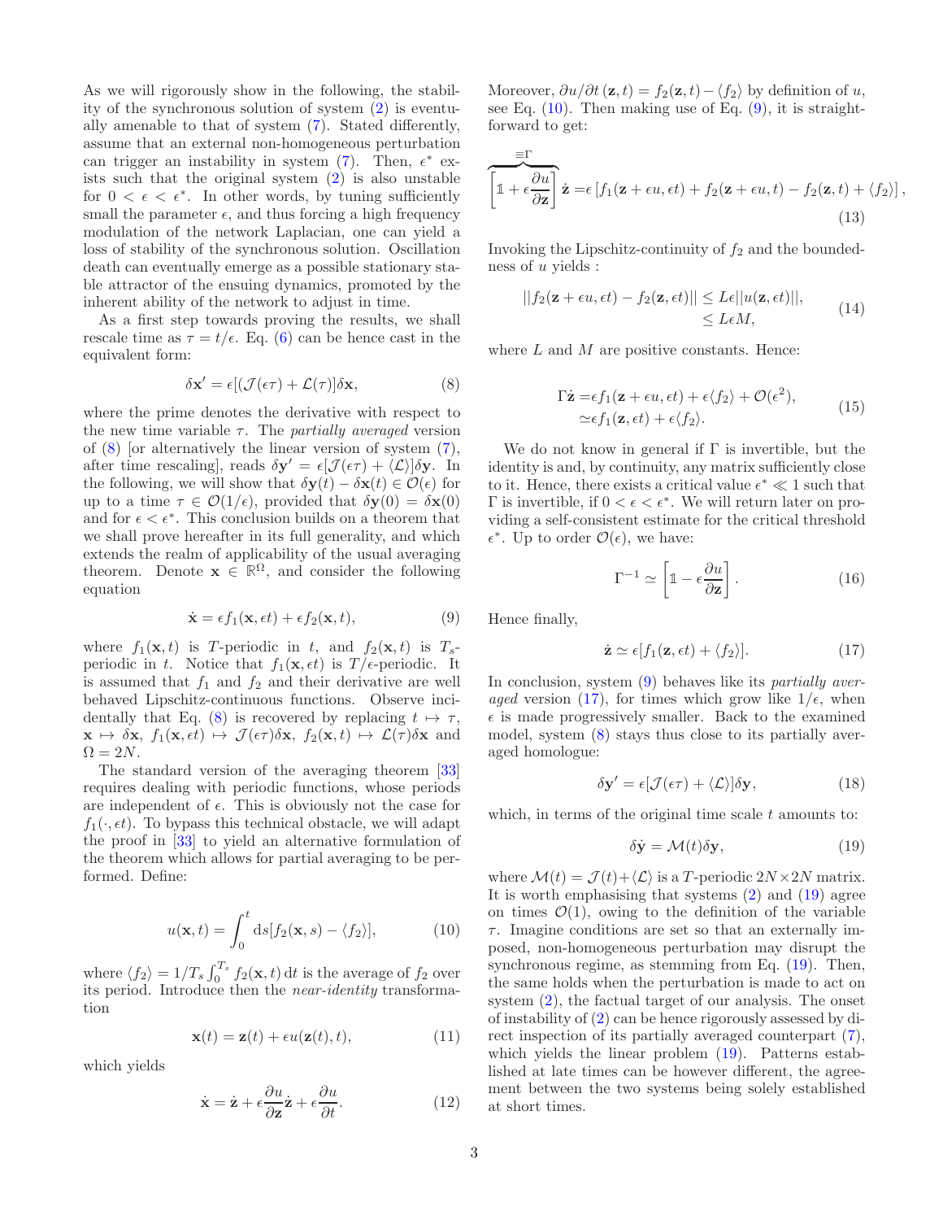As we will rigorously show in the following, the stability of the synchronous solution of system (2) is eventually amenable to that of system (7). Stated differently, assume that an external non-homogeneous perturbation can trigger an instability in system (7). Then, $\epsilon^*$ exists such that the original system (2) is also unstable for $0 < \epsilon < \epsilon^*$. In other words, by tuning sufficiently small the parameter $\epsilon$, and thus forcing a high frequency modulation of the network Laplacian, one can yield a loss of stability of the synchronous solution. Oscillation death can eventually emerge as a possible stationary stable attractor of the ensuing dynamics, promoted by the inherent ability of the network to adjust in time.

As a first step towards proving the results, we shall rescale time as $\tau = t/\epsilon$. Eq. (6) can be hence cast in the equivalent form:

$$\delta \mathbf{x}' = \epsilon[(\mathcal{J}(\epsilon\tau) + \mathcal{L}(\tau)]\delta \mathbf{x}, \tag{8}$$

where the prime denotes the derivative with respect to the new time variable $\tau$. The *partially averaged* version of (8) [or alternatively the linear version of system (7), after time rescaling], reads $\delta \mathbf{y}' = \epsilon[\mathcal{J}(\epsilon\tau) + \langle \mathcal{L}\rangle]\delta \mathbf{y}$. In the following, we will show that $\delta \mathbf{y}(t) - \delta \mathbf{x}(t) \in \mathcal{O}(\epsilon)$ for up to a time $\tau \in \mathcal{O}(1/\epsilon)$, provided that $\delta \mathbf{y}(0) = \delta \mathbf{x}(0)$ and for $\epsilon < \epsilon^*$. This conclusion builds on a theorem that we shall prove hereafter in its full generality, and which extends the realm of applicability of the usual averaging theorem. Denote $\mathbf{x} \in \mathbb{R}^{\Omega}$, and consider the following equation

$$\dot{\mathbf{x}} = \epsilon f_1(\mathbf{x}, \epsilon t) + \epsilon f_2(\mathbf{x}, t), \tag{9}$$

where $f_1(\mathbf{x}, t)$ is $T$-periodic in $t$, and $f_2(\mathbf{x}, t)$ is $T_s$-periodic in $t$. Notice that $f_1(\mathbf{x}, \epsilon t)$ is $T/\epsilon$-periodic. It is assumed that $f_1$ and $f_2$ and their derivative are well behaved Lipschitz-continuous functions. Observe incidentally that Eq. (8) is recovered by replacing $t \mapsto \tau$, $\mathbf{x} \mapsto \delta\mathbf{x}$, $f_1(\mathbf{x}, \epsilon t) \mapsto \mathcal{J}(\epsilon\tau)\delta\mathbf{x}$, $f_2(\mathbf{x}, t) \mapsto \mathcal{L}(\tau)\delta\mathbf{x}$ and $\Omega = 2N$.

The standard version of the averaging theorem [33] requires dealing with periodic functions, whose periods are independent of $\epsilon$. This is obviously not the case for $f_1(\cdot, \epsilon t)$. To bypass this technical obstacle, we will adapt the proof in [33] to yield an alternative formulation of the theorem which allows for partial averaging to be performed. Define:

$$u(\mathbf{x}, t) = \int_0^t \mathrm{d}s[f_2(\mathbf{x}, s) - \langle f_2\rangle], \tag{10}$$

where $\langle f_2\rangle = 1/T_s \int_0^{T_s} f_2(\mathbf{x}, t)\,\mathrm{d}t$ is the average of $f_2$ over its period. Introduce then the *near-identity* transformation

$$\mathbf{x}(t) = \mathbf{z}(t) + \epsilon u(\mathbf{z}(t), t), \tag{11}$$

which yields

$$\dot{\mathbf{x}} = \dot{\mathbf{z}} + \epsilon\frac{\partial u}{\partial \mathbf{z}}\dot{\mathbf{z}} + \epsilon\frac{\partial u}{\partial t}. \tag{12}$$

Moreover, $\partial u/\partial t\,(\mathbf{z}, t) = f_2(\mathbf{z}, t) - \langle f_2\rangle$ by definition of $u$, see Eq. (10). Then making use of Eq. (9), it is straightforward to get:

$$\overbrace{\left[\mathbb{1} + \epsilon\frac{\partial u}{\partial \mathbf{z}}\right]}^{\equiv\Gamma}\dot{\mathbf{z}} = \epsilon\left[f_1(\mathbf{z} + \epsilon u, \epsilon t) + f_2(\mathbf{z} + \epsilon u, t) - f_2(\mathbf{z}, t) + \langle f_2\rangle\right], \tag{13}$$

Invoking the Lipschitz-continuity of $f_2$ and the boundedness of $u$ yields :

$$\begin{aligned} ||f_2(\mathbf{z} + \epsilon u, \epsilon t) - f_2(\mathbf{z}, \epsilon t)|| &\leq L\epsilon||u(\mathbf{z}, \epsilon t)||, \\ &\leq L\epsilon M, \end{aligned} \tag{14}$$

where $L$ and $M$ are positive constants. Hence:

$$\begin{aligned} \Gamma\dot{\mathbf{z}} &= \epsilon f_1(\mathbf{z} + \epsilon u, \epsilon t) + \epsilon\langle f_2\rangle + \mathcal{O}(\epsilon^2), \\ &\simeq \epsilon f_1(\mathbf{z}, \epsilon t) + \epsilon\langle f_2\rangle. \end{aligned} \tag{15}$$

We do not know in general if $\Gamma$ is invertible, but the identity is and, by continuity, any matrix sufficiently close to it. Hence, there exists a critical value $\epsilon^* \ll 1$ such that $\Gamma$ is invertible, if $0 < \epsilon < \epsilon^*$. We will return later on providing a self-consistent estimate for the critical threshold $\epsilon^*$. Up to order $\mathcal{O}(\epsilon)$, we have:

$$\Gamma^{-1} \simeq \left[\mathbb{1} - \epsilon\frac{\partial u}{\partial \mathbf{z}}\right]. \tag{16}$$

Hence finally,

$$\dot{\mathbf{z}} \simeq \epsilon[f_1(\mathbf{z}, \epsilon t) + \langle f_2\rangle]. \tag{17}$$

In conclusion, system (9) behaves like its *partially averaged* version (17), for times which grow like $1/\epsilon$, when $\epsilon$ is made progressively smaller. Back to the examined model, system (8) stays thus close to its partially averaged homologue:

$$\delta\mathbf{y}' = \epsilon[\mathcal{J}(\epsilon\tau) + \langle\mathcal{L}\rangle]\delta\mathbf{y}, \tag{18}$$

which, in terms of the original time scale $t$ amounts to:

$$\delta\dot{\mathbf{y}} = \mathcal{M}(t)\delta\mathbf{y}, \tag{19}$$

where $\mathcal{M}(t) = \mathcal{J}(t) + \langle\mathcal{L}\rangle$ is a $T$-periodic $2N \times 2N$ matrix. It is worth emphasising that systems (2) and (19) agree on times $\mathcal{O}(1)$, owing to the definition of the variable $\tau$. Imagine conditions are set so that an externally imposed, non-homogeneous perturbation may disrupt the synchronous regime, as stemming from Eq. (19). Then, the same holds when the perturbation is made to act on system (2), the factual target of our analysis. The onset of instability of (2) can be hence rigorously assessed by direct inspection of its partially averaged counterpart (7), which yields the linear problem (19). Patterns established at late times can be however different, the agreement between the two systems being solely established at short times.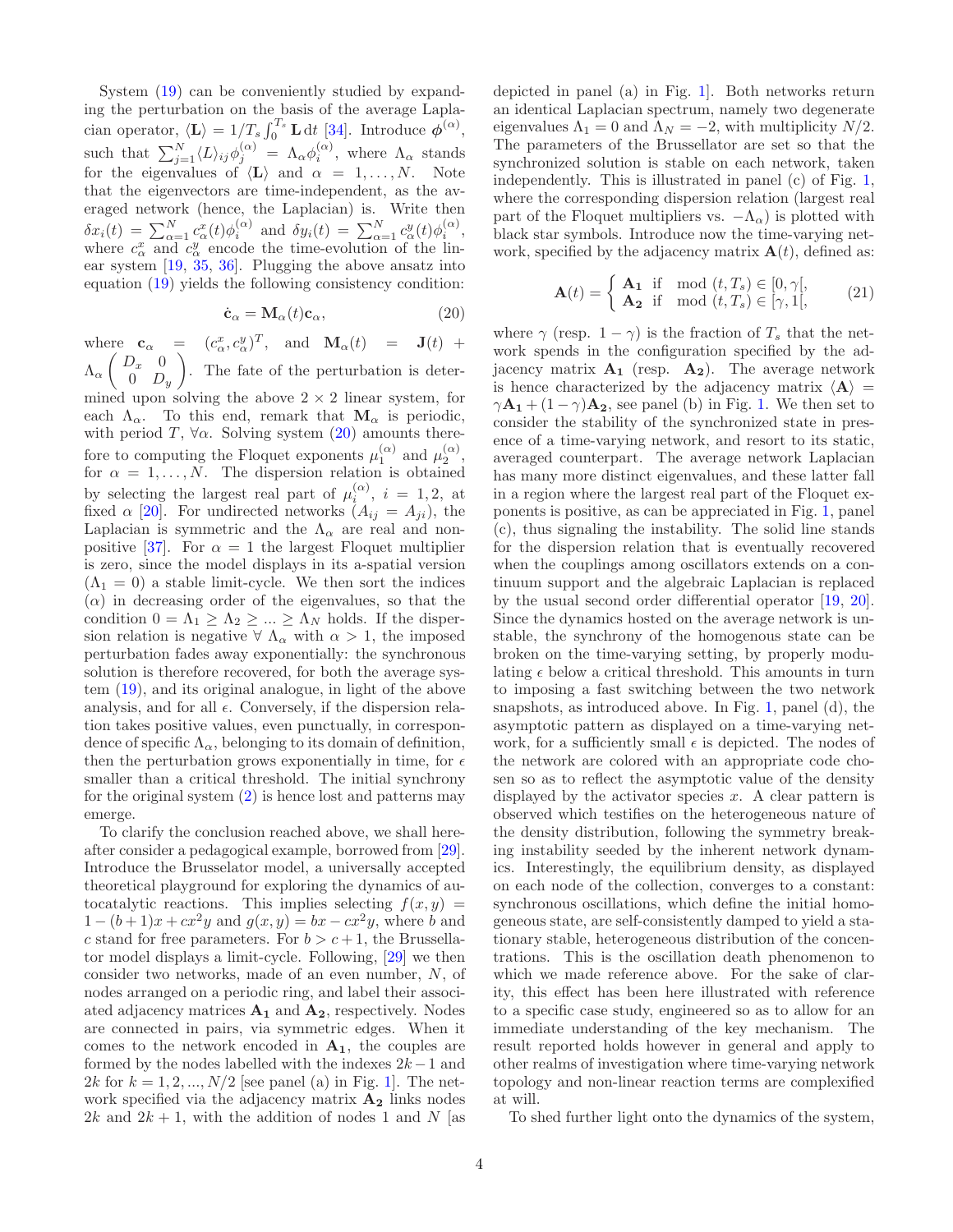System (19) can be conveniently studied by expanding the perturbation on the basis of the average Laplacian operator, $\langle \mathbf{L} \rangle = 1/T_s \int_0^{T_s} \mathbf{L}\, \mathrm{d}t$ [34]. Introduce $\boldsymbol{\phi}^{(\alpha)}$, such that $\sum_{j=1}^{N} \langle L \rangle_{ij} \phi_j^{(\alpha)} = \Lambda_\alpha \phi_i^{(\alpha)}$, where $\Lambda_\alpha$ stands for the eigenvalues of $\langle \mathbf{L} \rangle$ and $\alpha = 1, \dots, N$. Note that the eigenvectors are time-independent, as the averaged network (hence, the Laplacian) is. Write then $\delta x_i(t) = \sum_{\alpha=1}^{N} c_\alpha^x(t) \phi_i^{(\alpha)}$ and $\delta y_i(t) = \sum_{\alpha=1}^{N} c_\alpha^y(t) \phi_i^{(\alpha)}$, where $c_\alpha^x$ and $c_\alpha^y$ encode the time-evolution of the linear system [19, 35, 36]. Plugging the above ansatz into equation (19) yields the following consistency condition:

$$\dot{\mathbf{c}}_\alpha = \mathbf{M}_\alpha(t) \mathbf{c}_\alpha, \tag{20}$$

where $\mathbf{c}_\alpha = (c_\alpha^x, c_\alpha^y)^T$, and $\mathbf{M}_\alpha(t) = \mathbf{J}(t) + \Lambda_\alpha \begin{pmatrix} D_x & 0 \\ 0 & D_y \end{pmatrix}$. The fate of the perturbation is determined upon solving the above $2 \times 2$ linear system, for each $\Lambda_\alpha$. To this end, remark that $\mathbf{M}_\alpha$ is periodic, with period $T$, $\forall \alpha$. Solving system (20) amounts therefore to computing the Floquet exponents $\mu_1^{(\alpha)}$ and $\mu_2^{(\alpha)}$, for $\alpha = 1, \dots, N$. The dispersion relation is obtained by selecting the largest real part of $\mu_i^{(\alpha)}$, $i = 1, 2$, at fixed $\alpha$ [20]. For undirected networks ($A_{ij} = A_{ji}$), the Laplacian is symmetric and the $\Lambda_\alpha$ are real and non-positive [37]. For $\alpha = 1$ the largest Floquet multiplier is zero, since the model displays in its a-spatial version ($\Lambda_1 = 0$) a stable limit-cycle. We then sort the indices ($\alpha$) in decreasing order of the eigenvalues, so that the condition $0 = \Lambda_1 \geq \Lambda_2 \geq \dots \geq \Lambda_N$ holds. If the dispersion relation is negative $\forall\, \Lambda_\alpha$ with $\alpha > 1$, the imposed perturbation fades away exponentially: the synchronous solution is therefore recovered, for both the average system (19), and its original analogue, in light of the above analysis, and for all $\epsilon$. Conversely, if the dispersion relation takes positive values, even punctually, in correspondence of specific $\Lambda_\alpha$, belonging to its domain of definition, then the perturbation grows exponentially in time, for $\epsilon$ smaller than a critical threshold. The initial synchrony for the original system (2) is hence lost and patterns may emerge.

To clarify the conclusion reached above, we shall hereafter consider a pedagogical example, borrowed from [29]. Introduce the Brusselator model, a universally accepted theoretical playground for exploring the dynamics of autocatalytic reactions. This implies selecting $f(x, y) = 1 - (b + 1)x + cx^2 y$ and $g(x, y) = bx - cx^2 y$, where $b$ and $c$ stand for free parameters. For $b > c + 1$, the Brussellator model displays a limit-cycle. Following, [29] we then consider two networks, made of an even number, $N$, of nodes arranged on a periodic ring, and label their associated adjacency matrices $\mathbf{A_1}$ and $\mathbf{A_2}$, respectively. Nodes are connected in pairs, via symmetric edges. When it comes to the network encoded in $\mathbf{A_1}$, the couples are formed by the nodes labelled with the indexes $2k - 1$ and $2k$ for $k = 1, 2, ..., N/2$ [see panel (a) in Fig. 1]. The network specified via the adjacency matrix $\mathbf{A_2}$ links nodes $2k$ and $2k + 1$, with the addition of nodes 1 and $N$ [as depicted in panel (a) in Fig. 1]. Both networks return an identical Laplacian spectrum, namely two degenerate eigenvalues $\Lambda_1 = 0$ and $\Lambda_N = -2$, with multiplicity $N/2$. The parameters of the Brussellator are set so that the synchronized solution is stable on each network, taken independently. This is illustrated in panel (c) of Fig. 1, where the corresponding dispersion relation (largest real part of the Floquet multipliers vs. $-\Lambda_\alpha$) is plotted with black star symbols. Introduce now the time-varying network, specified by the adjacency matrix $\mathbf{A}(t)$, defined as:

$$\mathbf{A}(t) = \begin{cases} \mathbf{A_1} & \text{if} \quad \mathrm{mod}\ (t, T_s) \in [0, \gamma[, \\ \mathbf{A_2} & \text{if} \quad \mathrm{mod}\ (t, T_s) \in [\gamma, 1[, \end{cases} \tag{21}$$

where $\gamma$ (resp. $1 - \gamma$) is the fraction of $T_s$ that the network spends in the configuration specified by the adjacency matrix $\mathbf{A_1}$ (resp. $\mathbf{A_2}$). The average network is hence characterized by the adjacency matrix $\langle \mathbf{A} \rangle = \gamma \mathbf{A_1} + (1 - \gamma) \mathbf{A_2}$, see panel (b) in Fig. 1. We then set to consider the stability of the synchronized state in presence of a time-varying network, and resort to its static, averaged counterpart. The average network Laplacian has many more distinct eigenvalues, and these latter fall in a region where the largest real part of the Floquet exponents is positive, as can be appreciated in Fig. 1, panel (c), thus signaling the instability. The solid line stands for the dispersion relation that is eventually recovered when the couplings among oscillators extends on a continuum support and the algebraic Laplacian is replaced by the usual second order differential operator [19, 20]. Since the dynamics hosted on the average network is unstable, the synchrony of the homogenous state can be broken on the time-varying setting, by properly modulating $\epsilon$ below a critical threshold. This amounts in turn to imposing a fast switching between the two network snapshots, as introduced above. In Fig. 1, panel (d), the asymptotic pattern as displayed on a time-varying network, for a sufficiently small $\epsilon$ is depicted. The nodes of the network are colored with an appropriate code chosen so as to reflect the asymptotic value of the density displayed by the activator species $x$. A clear pattern is observed which testifies on the heterogeneous nature of the density distribution, following the symmetry breaking instability seeded by the inherent network dynamics. Interestingly, the equilibrium density, as displayed on each node of the collection, converges to a constant: synchronous oscillations, which define the initial homogeneous state, are self-consistently damped to yield a stationary stable, heterogeneous distribution of the concentrations. This is the oscillation death phenomenon to which we made reference above. For the sake of clarity, this effect has been here illustrated with reference to a specific case study, engineered so as to allow for an immediate understanding of the key mechanism. The result reported holds however in general and apply to other realms of investigation where time-varying network topology and non-linear reaction terms are complexified at will.

To shed further light onto the dynamics of the system,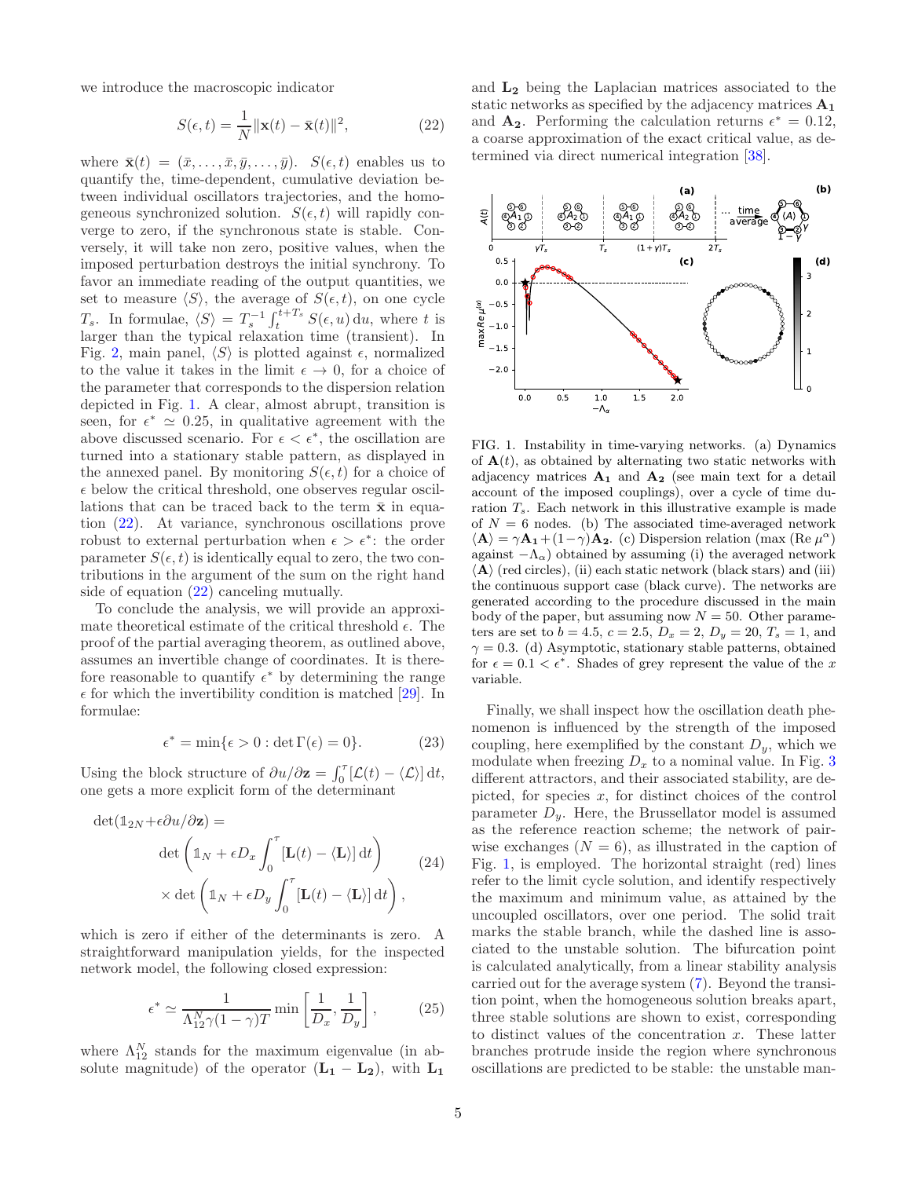we introduce the macroscopic indicator

$$S(\epsilon, t) = \frac{1}{N}\|\mathbf{x}(t) - \bar{\mathbf{x}}(t)\|^2, \tag{22}$$

where $\bar{\mathbf{x}}(t) = (\bar{x}, \ldots, \bar{x}, \bar{y}, \ldots, \bar{y})$. $S(\epsilon, t)$ enables us to quantify the, time-dependent, cumulative deviation between individual oscillators trajectories, and the homogeneous synchronized solution. $S(\epsilon, t)$ will rapidly converge to zero, if the synchronous state is stable. Conversely, it will take non zero, positive values, when the imposed perturbation destroys the initial synchrony. To favor an immediate reading of the output quantities, we set to measure $\langle S \rangle$, the average of $S(\epsilon, t)$, on one cycle $T_s$. In formulae, $\langle S \rangle = T_s^{-1} \int_t^{t+T_s} S(\epsilon, u)\, \mathrm{d}u$, where $t$ is larger than the typical relaxation time (transient). In Fig. 2, main panel, $\langle S \rangle$ is plotted against $\epsilon$, normalized to the value it takes in the limit $\epsilon \to 0$, for a choice of the parameter that corresponds to the dispersion relation depicted in Fig. 1. A clear, almost abrupt, transition is seen, for $\epsilon^* \simeq 0.25$, in qualitative agreement with the above discussed scenario. For $\epsilon < \epsilon^*$, the oscillation are turned into a stationary stable pattern, as displayed in the annexed panel. By monitoring $S(\epsilon, t)$ for a choice of $\epsilon$ below the critical threshold, one observes regular oscillations that can be traced back to the term $\bar{\mathbf{x}}$ in equation (22). At variance, synchronous oscillations prove robust to external perturbation when $\epsilon > \epsilon^*$: the order parameter $S(\epsilon, t)$ is identically equal to zero, the two contributions in the argument of the sum on the right hand side of equation (22) canceling mutually.

To conclude the analysis, we will provide an approximate theoretical estimate of the critical threshold $\epsilon$. The proof of the partial averaging theorem, as outlined above, assumes an invertible change of coordinates. It is therefore reasonable to quantify $\epsilon^*$ by determining the range $\epsilon$ for which the invertibility condition is matched [29]. In formulae:

$$\epsilon^* = \min\{\epsilon > 0 : \det \Gamma(\epsilon) = 0\}. \tag{23}$$

Using the block structure of $\partial u / \partial \mathbf{z} = \int_0^\tau [\mathcal{L}(t) - \langle \mathcal{L} \rangle]\, \mathrm{d}t$, one gets a more explicit form of the determinant

$$\begin{aligned}\det(\mathbb{1}_{2N} + \epsilon \partial u / \partial \mathbf{z}) = \\ &\det\left(\mathbb{1}_N + \epsilon D_x \int_0^\tau [\mathbf{L}(t) - \langle \mathbf{L} \rangle]\, \mathrm{d}t\right) \\ &\times \det\left(\mathbb{1}_N + \epsilon D_y \int_0^\tau [\mathbf{L}(t) - \langle \mathbf{L} \rangle]\, \mathrm{d}t\right),\end{aligned} \tag{24}$$

which is zero if either of the determinants is zero. A straightforward manipulation yields, for the inspected network model, the following closed expression:

$$\epsilon^* \simeq \frac{1}{\Lambda_{12}^N \gamma (1-\gamma) T} \min\left[\frac{1}{D_x}, \frac{1}{D_y}\right], \tag{25}$$

where $\Lambda_{12}^N$ stands for the maximum eigenvalue (in absolute magnitude) of the operator $(\mathbf{L_1} - \mathbf{L_2})$, with $\mathbf{L_1}$ and $\mathbf{L_2}$ being the Laplacian matrices associated to the static networks as specified by the adjacency matrices $\mathbf{A_1}$ and $\mathbf{A_2}$. Performing the calculation returns $\epsilon^* = 0.12$, a coarse approximation of the exact critical value, as determined via direct numerical integration [38].

FIG. 1. Instability in time-varying networks. (a) Dynamics of $\mathbf{A}(t)$, as obtained by alternating two static networks with adjacency matrices $\mathbf{A_1}$ and $\mathbf{A_2}$ (see main text for a detail account of the imposed couplings), over a cycle of time duration $T_s$. Each network in this illustrative example is made of $N = 6$ nodes. (b) The associated time-averaged network $\langle \mathbf{A} \rangle = \gamma \mathbf{A_1} + (1-\gamma)\mathbf{A_2}$. (c) Dispersion relation (max (Re $\mu^\alpha$) against $-\Lambda_\alpha$) obtained by assuming (i) the averaged network $\langle \mathbf{A} \rangle$ (red circles), (ii) each static network (black stars) and (iii) the continuous support case (black curve). The networks are generated according to the procedure discussed in the main body of the paper, but assuming now $N = 50$. Other parameters are set to $b = 4.5$, $c = 2.5$, $D_x = 2$, $D_y = 20$, $T_s = 1$, and $\gamma = 0.3$. (d) Asymptotic, stationary stable patterns, obtained for $\epsilon = 0.1 < \epsilon^*$. Shades of grey represent the value of the $x$ variable.

Finally, we shall inspect how the oscillation death phenomenon is influenced by the strength of the imposed coupling, here exemplified by the constant $D_y$, which we modulate when freezing $D_x$ to a nominal value. In Fig. 3 different attractors, and their associated stability, are depicted, for species $x$, for distinct choices of the control parameter $D_y$. Here, the Brussellator model is assumed as the reference reaction scheme; the network of pairwise exchanges ($N = 6$), as illustrated in the caption of Fig. 1, is employed. The horizontal straight (red) lines refer to the limit cycle solution, and identify respectively the maximum and minimum value, as attained by the uncoupled oscillators, over one period. The solid trait marks the stable branch, while the dashed line is associated to the unstable solution. The bifurcation point is calculated analytically, from a linear stability analysis carried out for the average system (7). Beyond the transition point, when the homogeneous solution breaks apart, three stable solutions are shown to exist, corresponding to distinct values of the concentration $x$. These latter branches protrude inside the region where synchronous oscillations are predicted to be stable: the unstable man-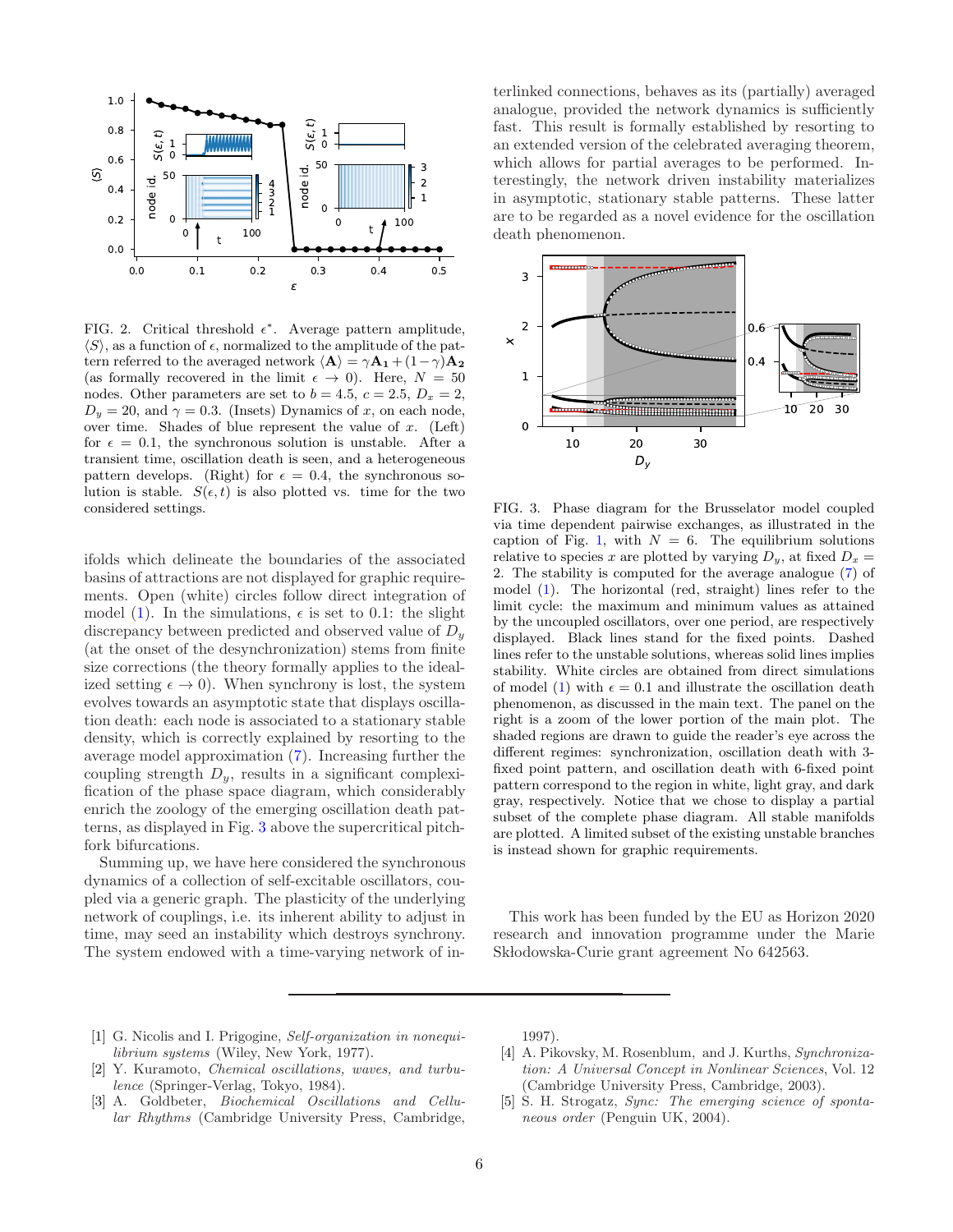FIG. 2. Critical threshold $\epsilon^*$. Average pattern amplitude, $\langle S \rangle$, as a function of $\epsilon$, normalized to the amplitude of the pattern referred to the averaged network $\langle \mathbf{A} \rangle = \gamma \mathbf{A_1} + (1-\gamma)\mathbf{A_2}$ (as formally recovered in the limit $\epsilon \to 0$). Here, $N = 50$ nodes. Other parameters are set to $b = 4.5$, $c = 2.5$, $D_x = 2$, $D_y = 20$, and $\gamma = 0.3$. (Insets) Dynamics of $x$, on each node, over time. Shades of blue represent the value of $x$. (Left) for $\epsilon = 0.1$, the synchronous solution is unstable. After a transient time, oscillation death is seen, and a heterogeneous pattern develops. (Right) for $\epsilon = 0.4$, the synchronous solution is stable. $S(\epsilon, t)$ is also plotted vs. time for the two considered settings.

ifolds which delineate the boundaries of the associated basins of attractions are not displayed for graphic requirements. Open (white) circles follow direct integration of model (1). In the simulations, $\epsilon$ is set to 0.1: the slight discrepancy between predicted and observed value of $D_y$ (at the onset of the desynchronization) stems from finite size corrections (the theory formally applies to the idealized setting $\epsilon \to 0$). When synchrony is lost, the system evolves towards an asymptotic state that displays oscillation death: each node is associated to a stationary stable density, which is correctly explained by resorting to the average model approximation (7). Increasing further the coupling strength $D_y$, results in a significant complexification of the phase space diagram, which considerably enrich the zoology of the emerging oscillation death patterns, as displayed in Fig. 3 above the supercritical pitchfork bifurcations.

Summing up, we have here considered the synchronous dynamics of a collection of self-excitable oscillators, coupled via a generic graph. The plasticity of the underlying network of couplings, i.e. its inherent ability to adjust in time, may seed an instability which destroys synchrony. The system endowed with a time-varying network of interlinked connections, behaves as its (partially) averaged analogue, provided the network dynamics is sufficiently fast. This result is formally established by resorting to an extended version of the celebrated averaging theorem, which allows for partial averages to be performed. Interestingly, the network driven instability materializes in asymptotic, stationary stable patterns. These latter are to be regarded as a novel evidence for the oscillation death phenomenon.

FIG. 3. Phase diagram for the Brusselator model coupled via time dependent pairwise exchanges, as illustrated in the caption of Fig. 1, with $N = 6$. The equilibrium solutions relative to species $x$ are plotted by varying $D_y$, at fixed $D_x = 2$. The stability is computed for the average analogue (7) of model (1). The horizontal (red, straight) lines refer to the limit cycle: the maximum and minimum values as attained by the uncoupled oscillators, over one period, are respectively displayed. Black lines stand for the fixed points. Dashed lines refer to the unstable solutions, whereas solid lines implies stability. White circles are obtained from direct simulations of model (1) with $\epsilon = 0.1$ and illustrate the oscillation death phenomenon, as discussed in the main text. The panel on the right is a zoom of the lower portion of the main plot. The shaded regions are drawn to guide the reader's eye across the different regimes: synchronization, oscillation death with 3-fixed point pattern, and oscillation death with 6-fixed point pattern correspond to the region in white, light gray, and dark gray, respectively. Notice that we chose to display a partial subset of the complete phase diagram. All stable manifolds are plotted. A limited subset of the existing unstable branches is instead shown for graphic requirements.

This work has been funded by the EU as Horizon 2020 research and innovation programme under the Marie Skłodowska-Curie grant agreement No 642563.

---

[1] G. Nicolis and I. Prigogine, *Self-organization in nonequilibrium systems* (Wiley, New York, 1977).
[2] Y. Kuramoto, *Chemical oscillations, waves, and turbulence* (Springer-Verlag, Tokyo, 1984).
[3] A. Goldbeter, *Biochemical Oscillations and Cellular Rhythms* (Cambridge University Press, Cambridge, 1997).
[4] A. Pikovsky, M. Rosenblum, and J. Kurths, *Synchronization: A Universal Concept in Nonlinear Sciences*, Vol. 12 (Cambridge University Press, Cambridge, 2003).
[5] S. H. Strogatz, *Sync: The emerging science of spontaneous order* (Penguin UK, 2004).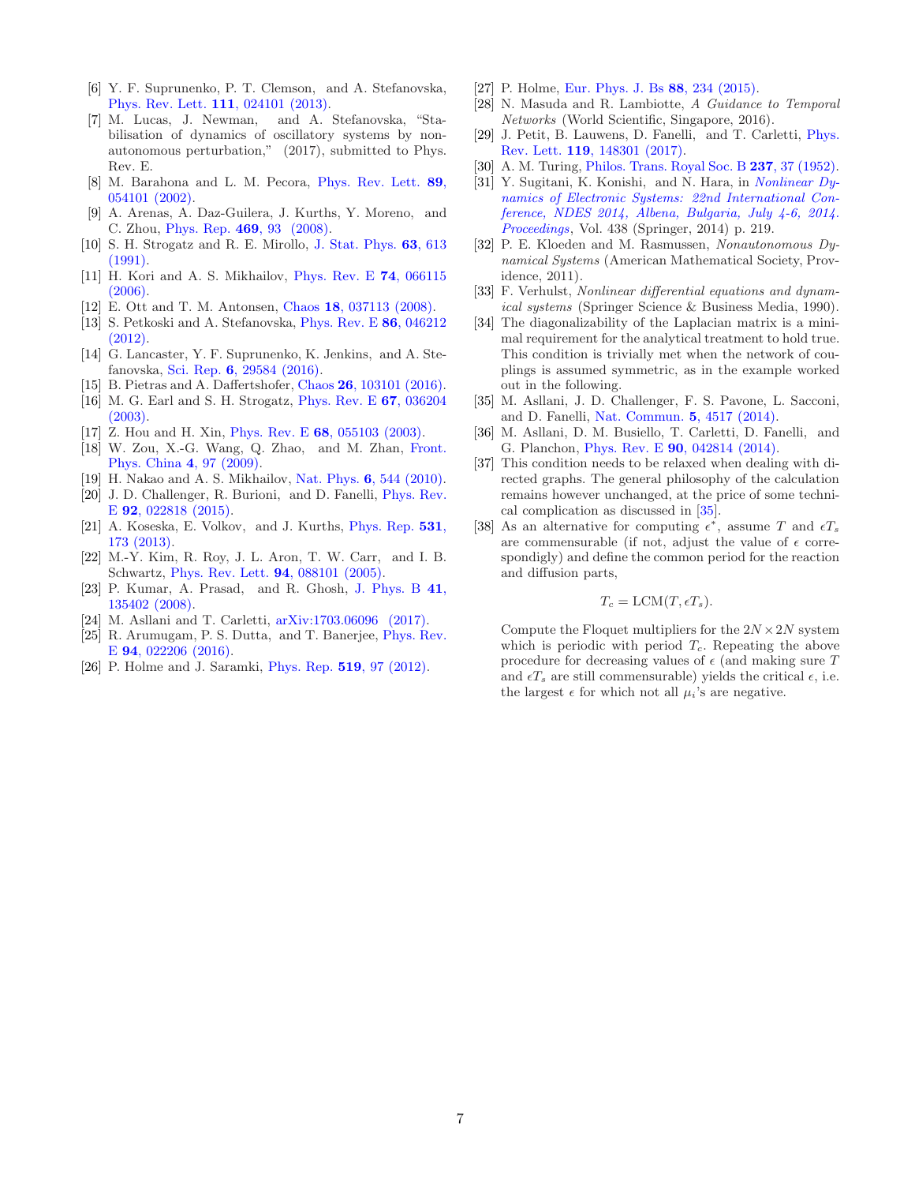[6] Y. F. Suprunenko, P. T. Clemson, and A. Stefanovska, Phys. Rev. Lett. **111**, 024101 (2013).

[7] M. Lucas, J. Newman, and A. Stefanovska, "Stabilisation of dynamics of oscillatory systems by non-autonomous perturbation," (2017), submitted to Phys. Rev. E.

[8] M. Barahona and L. M. Pecora, Phys. Rev. Lett. **89**, 054101 (2002).

[9] A. Arenas, A. Daz-Guilera, J. Kurths, Y. Moreno, and C. Zhou, Phys. Rep. **469**, 93 (2008).

[10] S. H. Strogatz and R. E. Mirollo, J. Stat. Phys. **63**, 613 (1991).

[11] H. Kori and A. S. Mikhailov, Phys. Rev. E **74**, 066115 (2006).

[12] E. Ott and T. M. Antonsen, Chaos **18**, 037113 (2008).

[13] S. Petkoski and A. Stefanovska, Phys. Rev. E **86**, 046212 (2012).

[14] G. Lancaster, Y. F. Suprunenko, K. Jenkins, and A. Stefanovska, Sci. Rep. **6**, 29584 (2016).

[15] B. Pietras and A. Daffertshofer, Chaos **26**, 103101 (2016).

[16] M. G. Earl and S. H. Strogatz, Phys. Rev. E **67**, 036204 (2003).

[17] Z. Hou and H. Xin, Phys. Rev. E **68**, 055103 (2003).

[18] W. Zou, X.-G. Wang, Q. Zhao, and M. Zhan, Front. Phys. China **4**, 97 (2009).

[19] H. Nakao and A. S. Mikhailov, Nat. Phys. **6**, 544 (2010).

[20] J. D. Challenger, R. Burioni, and D. Fanelli, Phys. Rev. E **92**, 022818 (2015).

[21] A. Koseska, E. Volkov, and J. Kurths, Phys. Rep. **531**, 173 (2013).

[22] M.-Y. Kim, R. Roy, J. L. Aron, T. W. Carr, and I. B. Schwartz, Phys. Rev. Lett. **94**, 088101 (2005).

[23] P. Kumar, A. Prasad, and R. Ghosh, J. Phys. B **41**, 135402 (2008).

[24] M. Asllani and T. Carletti, arXiv:1703.06096 (2017).

[25] R. Arumugam, P. S. Dutta, and T. Banerjee, Phys. Rev. E **94**, 022206 (2016).

[26] P. Holme and J. Saramki, Phys. Rep. **519**, 97 (2012).

[27] P. Holme, Eur. Phys. J. Bs **88**, 234 (2015).

[28] N. Masuda and R. Lambiotte, *A Guidance to Temporal Networks* (World Scientific, Singapore, 2016).

[29] J. Petit, B. Lauwens, D. Fanelli, and T. Carletti, Phys. Rev. Lett. **119**, 148301 (2017).

[30] A. M. Turing, Philos. Trans. Royal Soc. B **237**, 37 (1952).

[31] Y. Sugitani, K. Konishi, and N. Hara, in *Nonlinear Dynamics of Electronic Systems: 22nd International Conference, NDES 2014, Albena, Bulgaria, July 4-6, 2014. Proceedings*, Vol. 438 (Springer, 2014) p. 219.

[32] P. E. Kloeden and M. Rasmussen, *Nonautonomous Dynamical Systems* (American Mathematical Society, Providence, 2011).

[33] F. Verhulst, *Nonlinear differential equations and dynamical systems* (Springer Science & Business Media, 1990).

[34] The diagonalizability of the Laplacian matrix is a minimal requirement for the analytical treatment to hold true. This condition is trivially met when the network of couplings is assumed symmetric, as in the example worked out in the following.

[35] M. Asllani, J. D. Challenger, F. S. Pavone, L. Sacconi, and D. Fanelli, Nat. Commun. **5**, 4517 (2014).

[36] M. Asllani, D. M. Busiello, T. Carletti, D. Fanelli, and G. Planchon, Phys. Rev. E **90**, 042814 (2014).

[37] This condition needs to be relaxed when dealing with directed graphs. The general philosophy of the calculation remains however unchanged, at the price of some technical complication as discussed in [35].

[38] As an alternative for computing $\epsilon^*$, assume $T$ and $\epsilon T_s$ are commensurable (if not, adjust the value of $\epsilon$ correspondigly) and define the common period for the reaction and diffusion parts,

$$T_c = \mathrm{LCM}(T, \epsilon T_s).$$

Compute the Floquet multipliers for the $2N \times 2N$ system which is periodic with period $T_c$. Repeating the above procedure for decreasing values of $\epsilon$ (and making sure $T$ and $\epsilon T_s$ are still commensurable) yields the critical $\epsilon$, i.e. the largest $\epsilon$ for which not all $\mu_i$'s are negative.